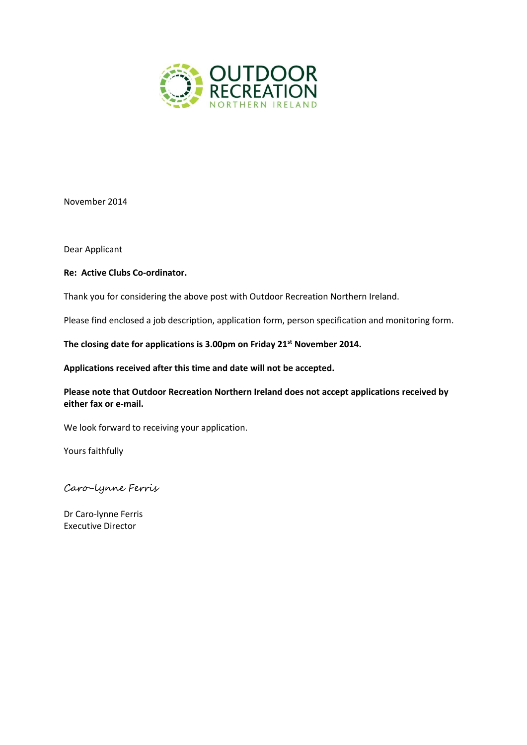OUTDOOR RECREATION NORTHERN IRELAND

November 2014

Dear Applicant

**Re: Active Clubs Co-ordinator.**

Thank you for considering the above post with Outdoor Recreation Northern Ireland.

Please find enclosed a job description, application form, person specification and monitoring form.

**The closing date for applications is 3.00pm on Friday 21st November 2014.**

**Applications received after this time and date will not be accepted.**

**Please note that Outdoor Recreation Northern Ireland does not accept applications received by either fax or e-mail.**

We look forward to receiving your application.

Yours faithfully

*Caro-lynne Ferris*

Dr Caro-lynne Ferris
Executive Director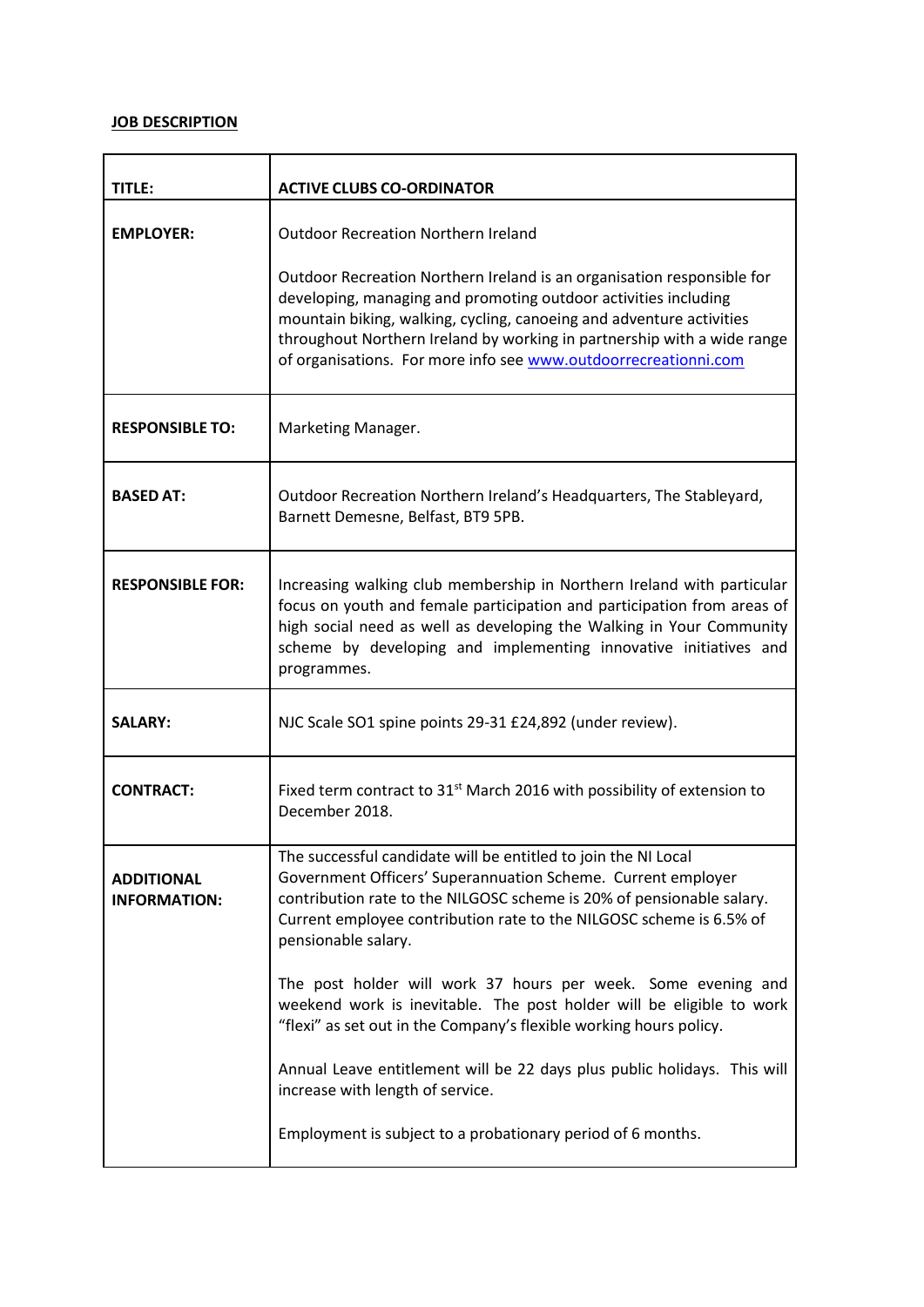**JOB DESCRIPTION**

| TITLE: | ACTIVE CLUBS CO-ORDINATOR |
|---|---|
| **EMPLOYER:** | Outdoor Recreation Northern Ireland<br><br>Outdoor Recreation Northern Ireland is an organisation responsible for developing, managing and promoting outdoor activities including mountain biking, walking, cycling, canoeing and adventure activities throughout Northern Ireland by working in partnership with a wide range of organisations. For more info see [www.outdoorrecreationni.com](www.outdoorrecreationni.com) |
| **RESPONSIBLE TO:** | Marketing Manager. |
| **BASED AT:** | Outdoor Recreation Northern Ireland's Headquarters, The Stableyard, Barnett Demesne, Belfast, BT9 5PB. |
| **RESPONSIBLE FOR:** | Increasing walking club membership in Northern Ireland with particular focus on youth and female participation and participation from areas of high social need as well as developing the Walking in Your Community scheme by developing and implementing innovative initiatives and programmes. |
| **SALARY:** | NJC Scale SO1 spine points 29-31 £24,892 (under review). |
| **CONTRACT:** | Fixed term contract to 31st March 2016 with possibility of extension to December 2018. |
| **ADDITIONAL INFORMATION:** | The successful candidate will be entitled to join the NI Local Government Officers' Superannuation Scheme. Current employer contribution rate to the NILGOSC scheme is 20% of pensionable salary. Current employee contribution rate to the NILGOSC scheme is 6.5% of pensionable salary.<br><br>The post holder will work 37 hours per week. Some evening and weekend work is inevitable. The post holder will be eligible to work "flexi" as set out in the Company's flexible working hours policy.<br><br>Annual Leave entitlement will be 22 days plus public holidays. This will increase with length of service.<br><br>Employment is subject to a probationary period of 6 months. |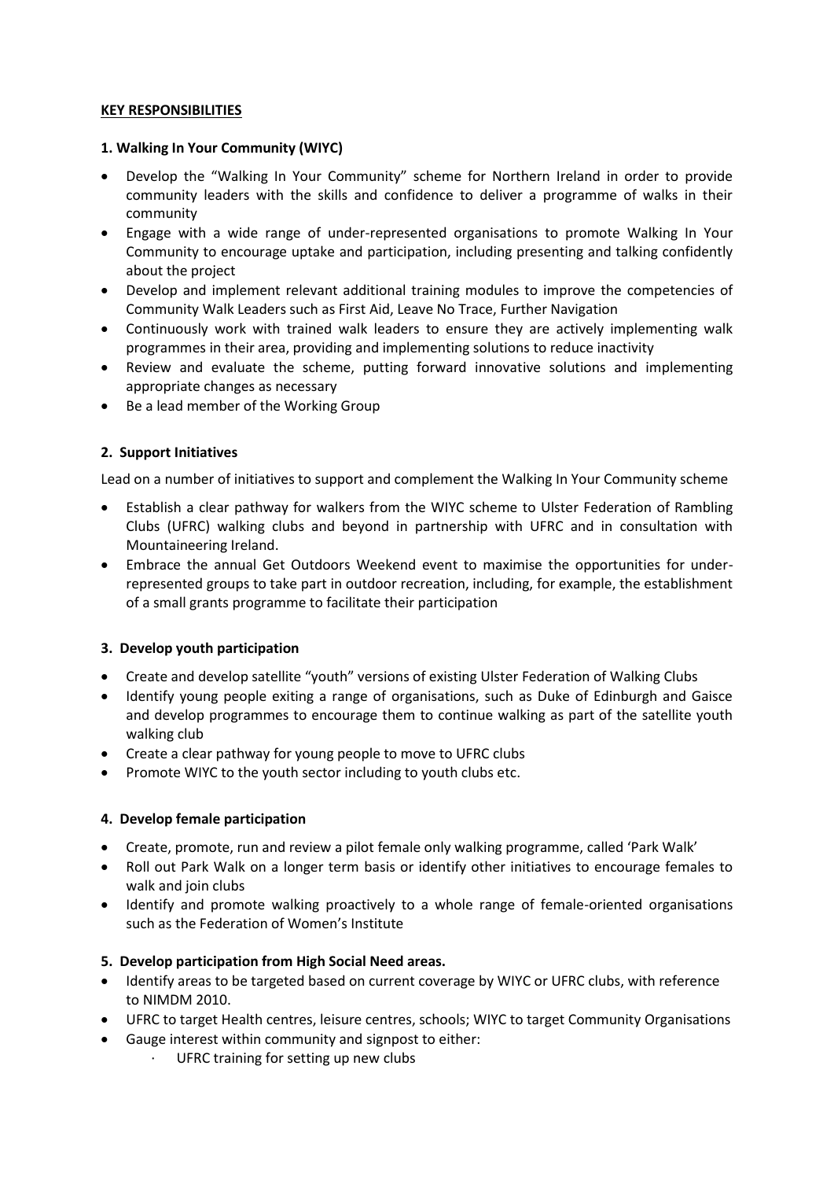**KEY RESPONSIBILITIES**

**1. Walking In Your Community (WIYC)**

- Develop the "Walking In Your Community" scheme for Northern Ireland in order to provide community leaders with the skills and confidence to deliver a programme of walks in their community
- Engage with a wide range of under-represented organisations to promote Walking In Your Community to encourage uptake and participation, including presenting and talking confidently about the project
- Develop and implement relevant additional training modules to improve the competencies of Community Walk Leaders such as First Aid, Leave No Trace, Further Navigation
- Continuously work with trained walk leaders to ensure they are actively implementing walk programmes in their area, providing and implementing solutions to reduce inactivity
- Review and evaluate the scheme, putting forward innovative solutions and implementing appropriate changes as necessary
- Be a lead member of the Working Group

**2. Support Initiatives**

Lead on a number of initiatives to support and complement the Walking In Your Community scheme

- Establish a clear pathway for walkers from the WIYC scheme to Ulster Federation of Rambling Clubs (UFRC) walking clubs and beyond in partnership with UFRC and in consultation with Mountaineering Ireland.
- Embrace the annual Get Outdoors Weekend event to maximise the opportunities for under-represented groups to take part in outdoor recreation, including, for example, the establishment of a small grants programme to facilitate their participation

**3. Develop youth participation**

- Create and develop satellite "youth" versions of existing Ulster Federation of Walking Clubs
- Identify young people exiting a range of organisations, such as Duke of Edinburgh and Gaisce and develop programmes to encourage them to continue walking as part of the satellite youth walking club
- Create a clear pathway for young people to move to UFRC clubs
- Promote WIYC to the youth sector including to youth clubs etc.

**4. Develop female participation**

- Create, promote, run and review a pilot female only walking programme, called 'Park Walk'
- Roll out Park Walk on a longer term basis or identify other initiatives to encourage females to walk and join clubs
- Identify and promote walking proactively to a whole range of female-oriented organisations such as the Federation of Women's Institute

**5. Develop participation from High Social Need areas.**

- Identify areas to be targeted based on current coverage by WIYC or UFRC clubs, with reference to NIMDM 2010.
- UFRC to target Health centres, leisure centres, schools; WIYC to target Community Organisations
- Gauge interest within community and signpost to either:
  - UFRC training for setting up new clubs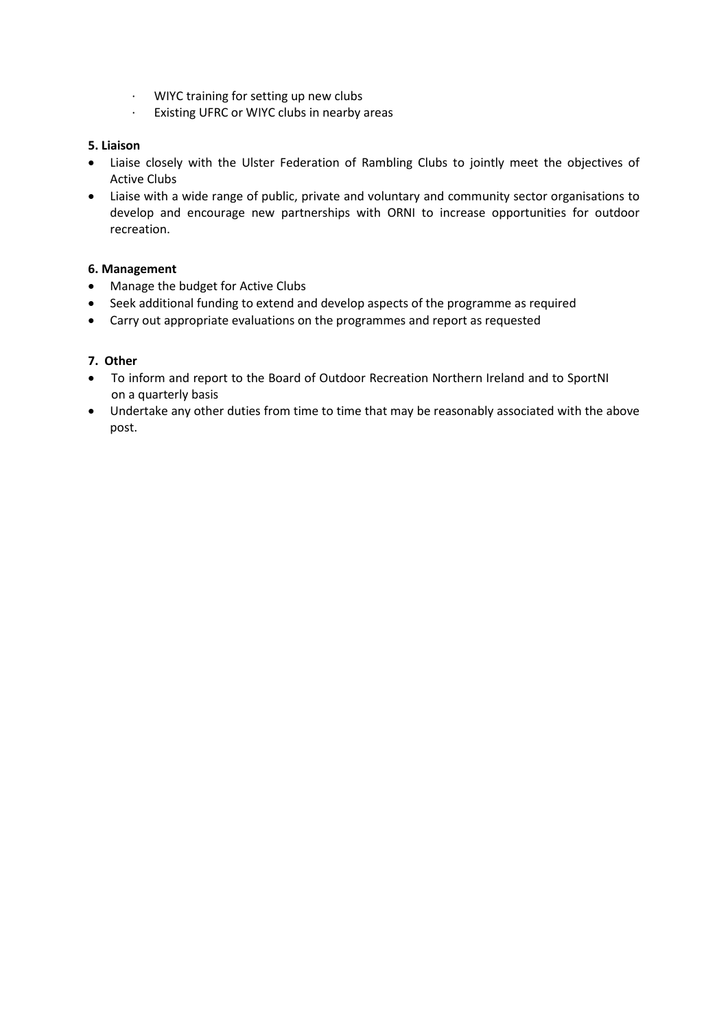- WIYC training for setting up new clubs
   - Existing UFRC or WIYC clubs in nearby areas

**5. Liaison**

- Liaise closely with the Ulster Federation of Rambling Clubs to jointly meet the objectives of Active Clubs
- Liaise with a wide range of public, private and voluntary and community sector organisations to develop and encourage new partnerships with ORNI to increase opportunities for outdoor recreation.

**6. Management**

- Manage the budget for Active Clubs
- Seek additional funding to extend and develop aspects of the programme as required
- Carry out appropriate evaluations on the programmes and report as requested

**7. Other**

- To inform and report to the Board of Outdoor Recreation Northern Ireland and to SportNI on a quarterly basis
- Undertake any other duties from time to time that may be reasonably associated with the above post.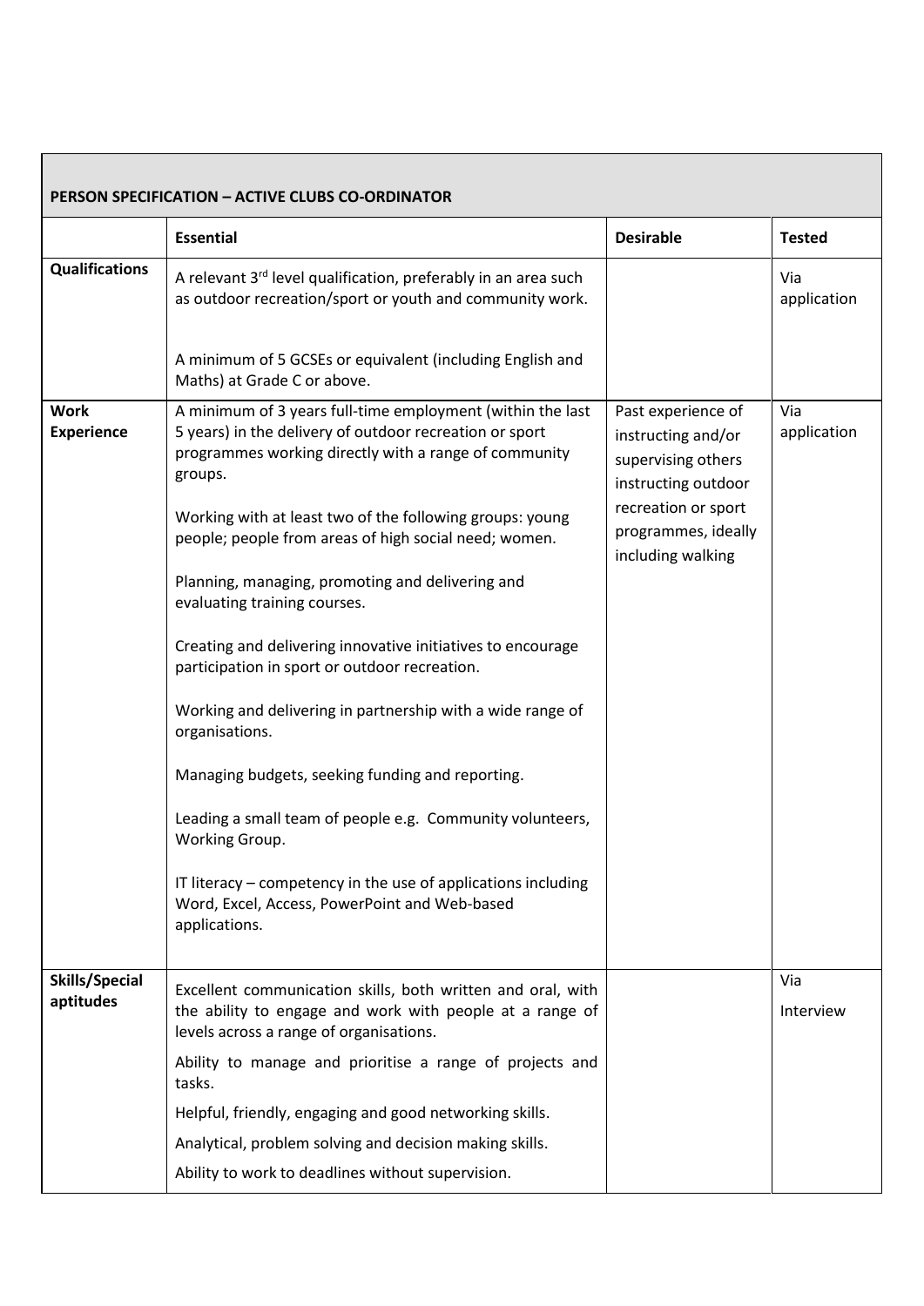| PERSON SPECIFICATION – ACTIVE CLUBS CO-ORDINATOR | | | |
|---|---|---|---|
| | **Essential** | **Desirable** | **Tested** |
| **Qualifications** | A relevant 3rd level qualification, preferably in an area such as outdoor recreation/sport or youth and community work.<br><br>A minimum of 5 GCSEs or equivalent (including English and Maths) at Grade C or above. | | Via application |
| **Work Experience** | A minimum of 3 years full-time employment (within the last 5 years) in the delivery of outdoor recreation or sport programmes working directly with a range of community groups.<br><br>Working with at least two of the following groups: young people; people from areas of high social need; women.<br><br>Planning, managing, promoting and delivering and evaluating training courses.<br><br>Creating and delivering innovative initiatives to encourage participation in sport or outdoor recreation.<br><br>Working and delivering in partnership with a wide range of organisations.<br><br>Managing budgets, seeking funding and reporting.<br><br>Leading a small team of people e.g. Community volunteers, Working Group.<br><br>IT literacy – competency in the use of applications including Word, Excel, Access, PowerPoint and Web-based applications. | Past experience of instructing and/or supervising others instructing outdoor recreation or sport programmes, ideally including walking | Via application |
| **Skills/Special aptitudes** | Excellent communication skills, both written and oral, with the ability to engage and work with people at a range of levels across a range of organisations.<br><br>Ability to manage and prioritise a range of projects and tasks.<br><br>Helpful, friendly, engaging and good networking skills.<br><br>Analytical, problem solving and decision making skills.<br><br>Ability to work to deadlines without supervision. | | Via Interview |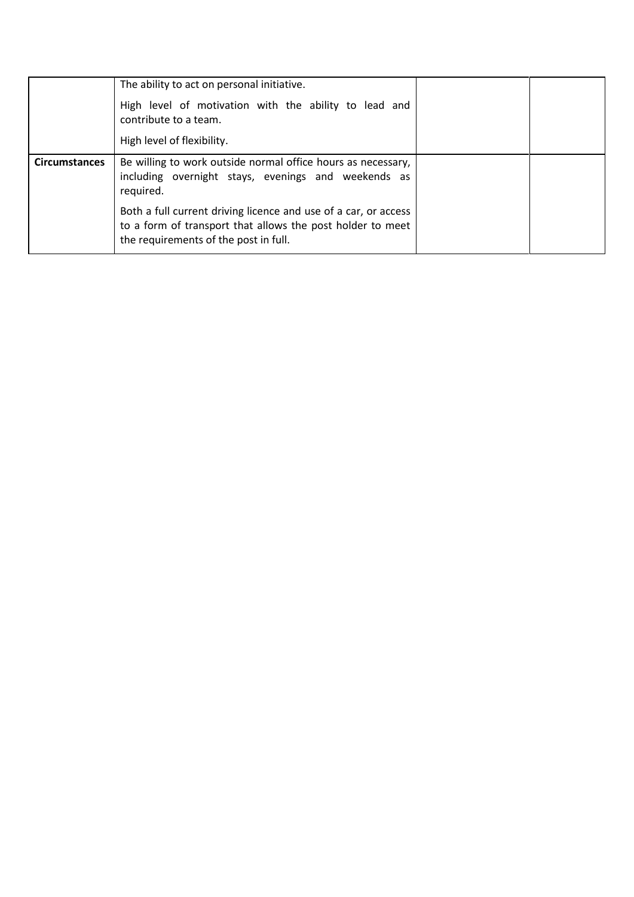| | | | |
|---|---|---|---|
| | The ability to act on personal initiative.<br><br>High level of motivation with the ability to lead and contribute to a team.<br><br>High level of flexibility. | | |
| **Circumstances** | Be willing to work outside normal office hours as necessary, including overnight stays, evenings and weekends as required.<br><br>Both a full current driving licence and use of a car, or access to a form of transport that allows the post holder to meet the requirements of the post in full. | | |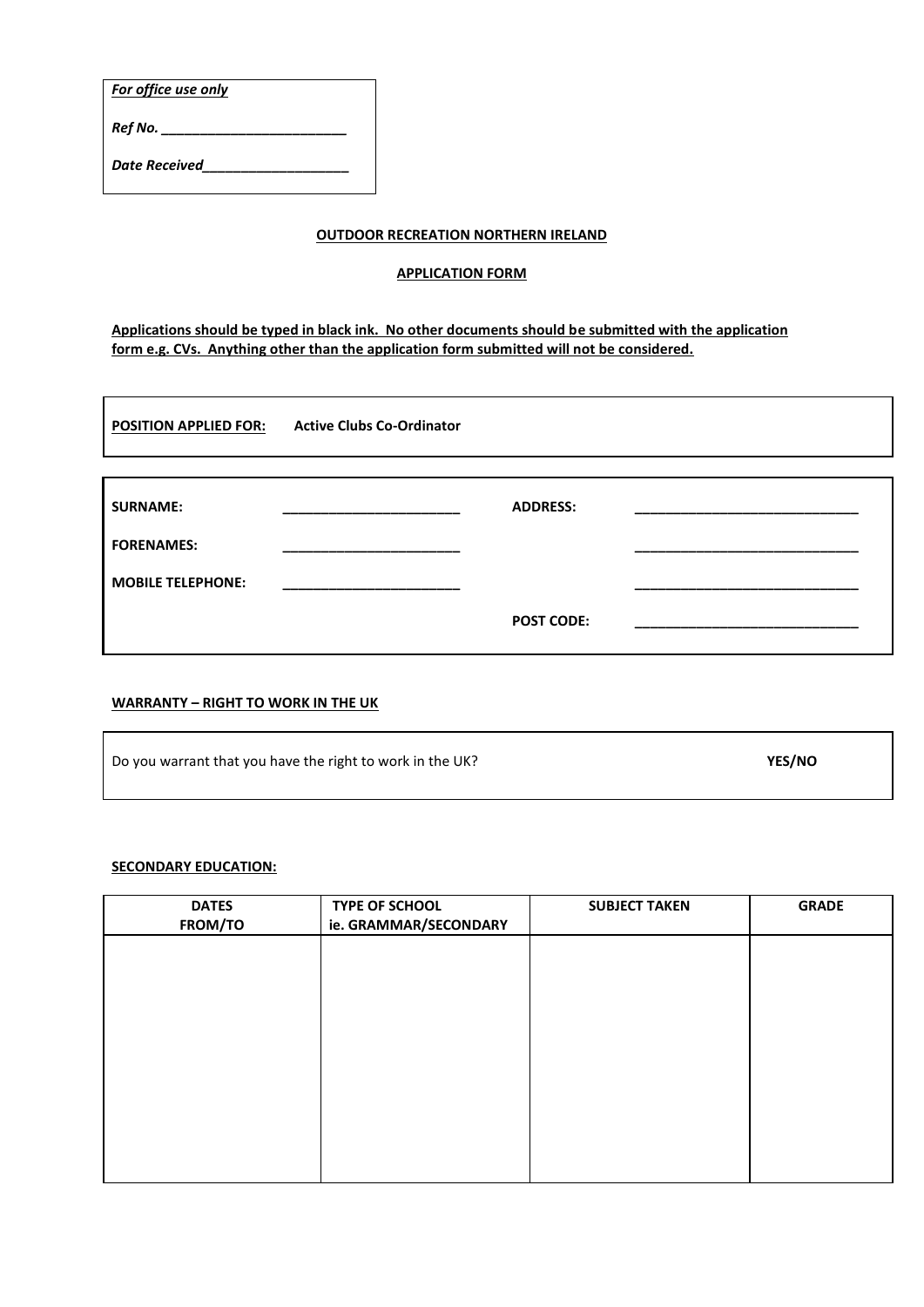*__For office use only__*

*Ref No.* ________________________

*Date Received*___________________

**OUTDOOR RECREATION NORTHERN IRELAND**

**APPLICATION FORM**

**Applications should be typed in black ink. No other documents should be submitted with the application form e.g. CVs. Anything other than the application form submitted will not be considered.**

**POSITION APPLIED FOR:** **Active Clubs Co-Ordinator**

| | | | |
|---|---|---|---|
| **SURNAME:** | _______________________ | **ADDRESS:** | _____________________________ |
| **FORENAMES:** | _______________________ | | _____________________________ |
| **MOBILE TELEPHONE:** | _______________________ | | _____________________________ |
| | | **POST CODE:** | _____________________________ |

**WARRANTY – RIGHT TO WORK IN THE UK**

| | |
|---|---|
| Do you warrant that you have the right to work in the UK? | **YES/NO** |

**SECONDARY EDUCATION:**

| DATES FROM/TO | TYPE OF SCHOOL ie. GRAMMAR/SECONDARY | SUBJECT TAKEN | GRADE |
|---|---|---|---|
| | | | |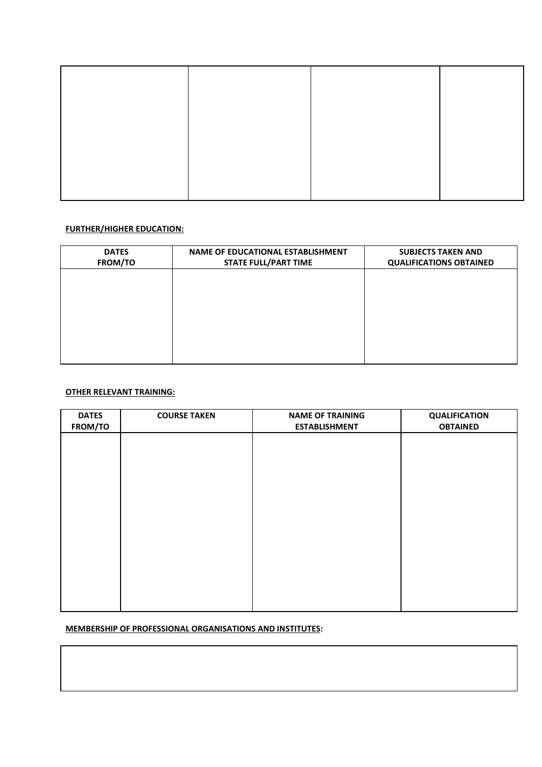| | | | |
|---|---|---|---|
| | | | |

**FURTHER/HIGHER EDUCATION:**

| DATES FROM/TO | NAME OF EDUCATIONAL ESTABLISHMENT STATE FULL/PART TIME | SUBJECTS TAKEN AND QUALIFICATIONS OBTAINED |
|---|---|---|
| | | |

**OTHER RELEVANT TRAINING:**

| DATES FROM/TO | COURSE TAKEN | NAME OF TRAINING ESTABLISHMENT | QUALIFICATION OBTAINED |
|---|---|---|---|
| | | | |

**MEMBERSHIP OF PROFESSIONAL ORGANISATIONS AND INSTITUTES:**

| |
|---|
| |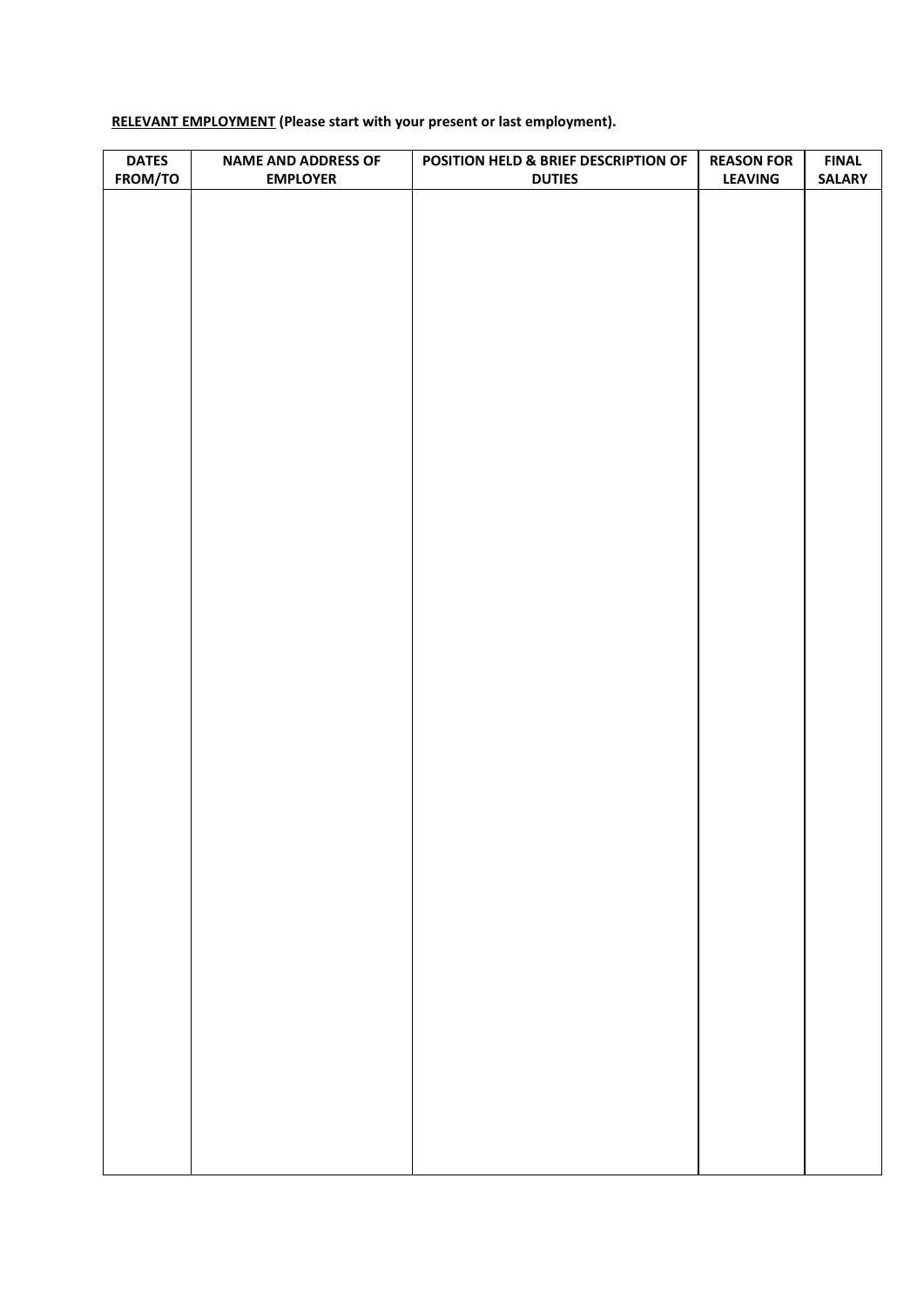**<u>RELEVANT EMPLOYMENT</u> (Please start with your present or last employment).**

| DATES FROM/TO | NAME AND ADDRESS OF EMPLOYER | POSITION HELD & BRIEF DESCRIPTION OF DUTIES | REASON FOR LEAVING | FINAL SALARY |
|---|---|---|---|---|
| | | | | |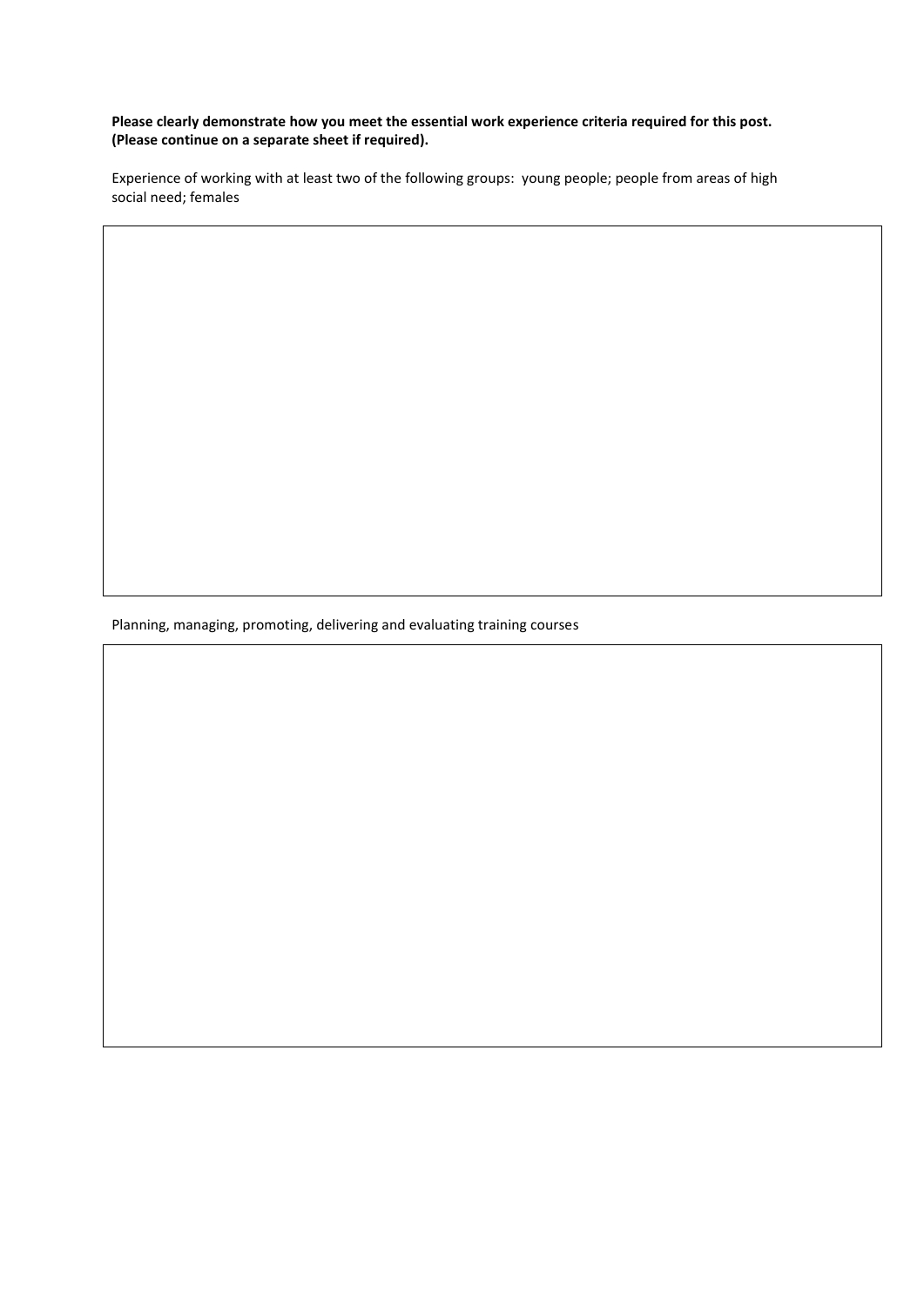**Please clearly demonstrate how you meet the essential work experience criteria required for this post. (Please continue on a separate sheet if required).**

Experience of working with at least two of the following groups: young people; people from areas of high social need; females

| |
|---|
| |

Planning, managing, promoting, delivering and evaluating training courses

| |
|---|
| |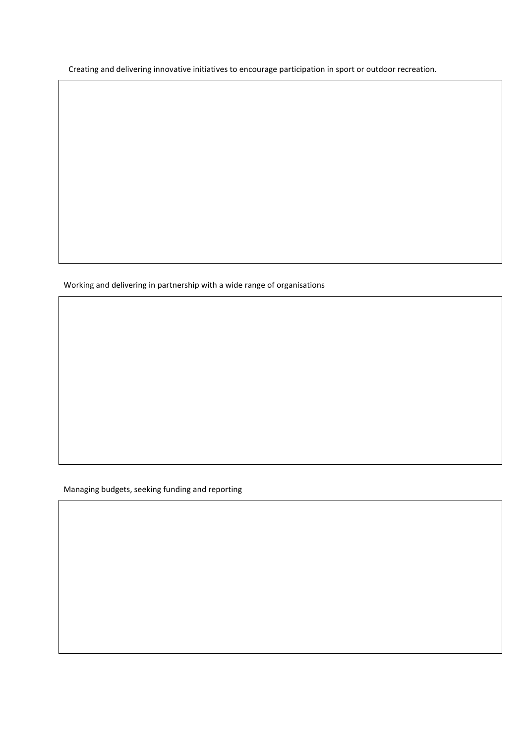Creating and delivering innovative initiatives to encourage participation in sport or outdoor recreation.

| |
|---|
| |

Working and delivering in partnership with a wide range of organisations

| |
|---|
| |

Managing budgets, seeking funding and reporting

| |
|---|
| |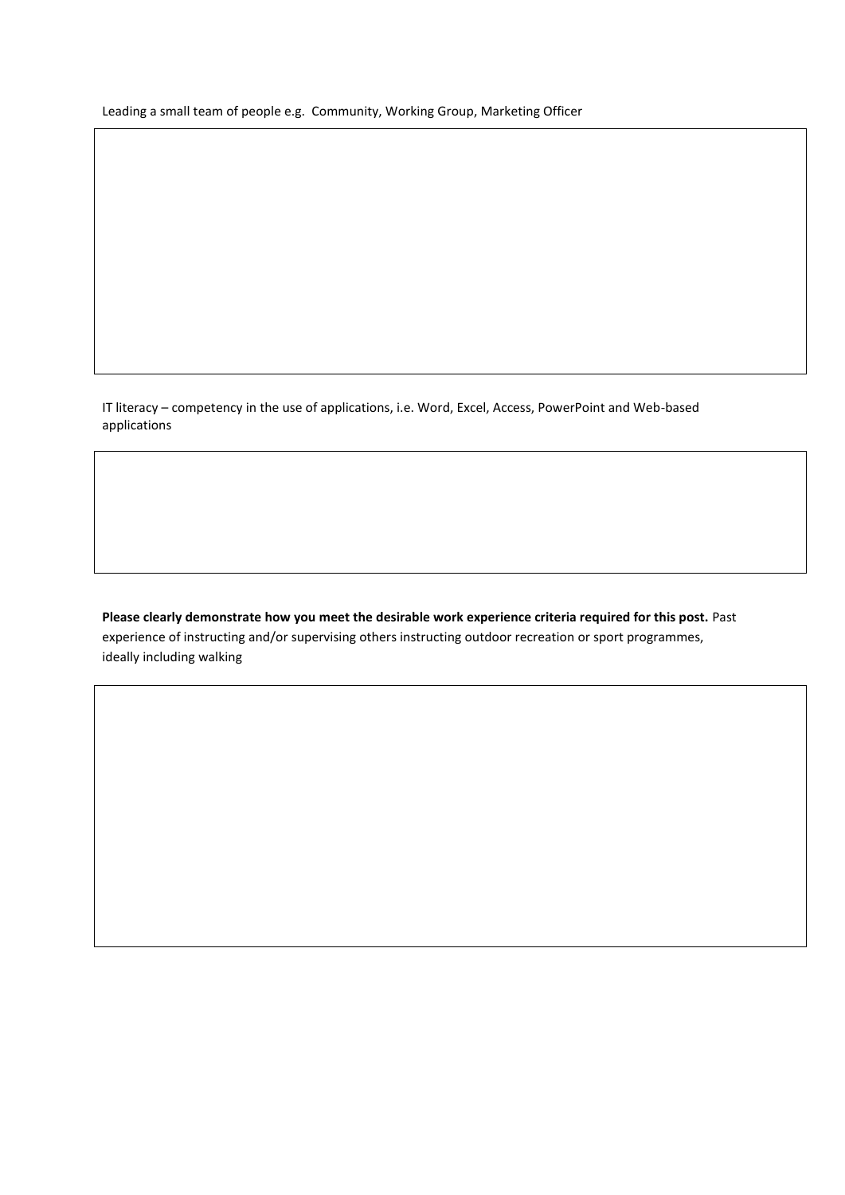Leading a small team of people e.g. Community, Working Group, Marketing Officer

IT literacy – competency in the use of applications, i.e. Word, Excel, Access, PowerPoint and Web-based applications

**Please clearly demonstrate how you meet the desirable work experience criteria required for this post.** Past experience of instructing and/or supervising others instructing outdoor recreation or sport programmes, ideally including walking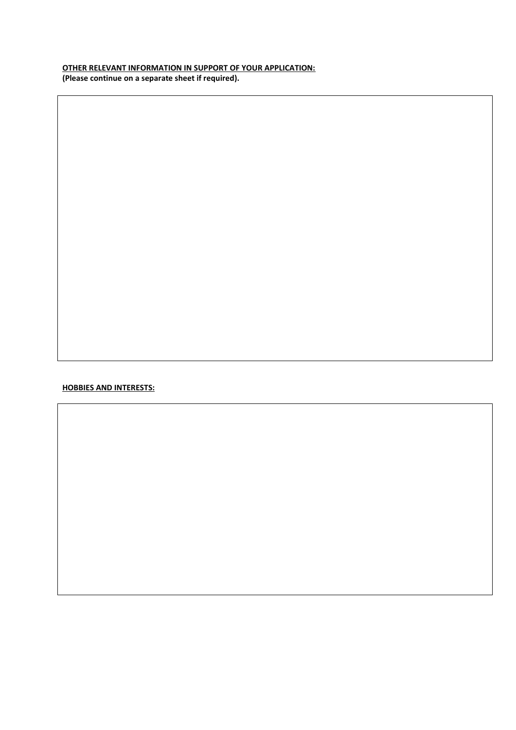**OTHER RELEVANT INFORMATION IN SUPPORT OF YOUR APPLICATION:**
**(Please continue on a separate sheet if required).**

**HOBBIES AND INTERESTS:**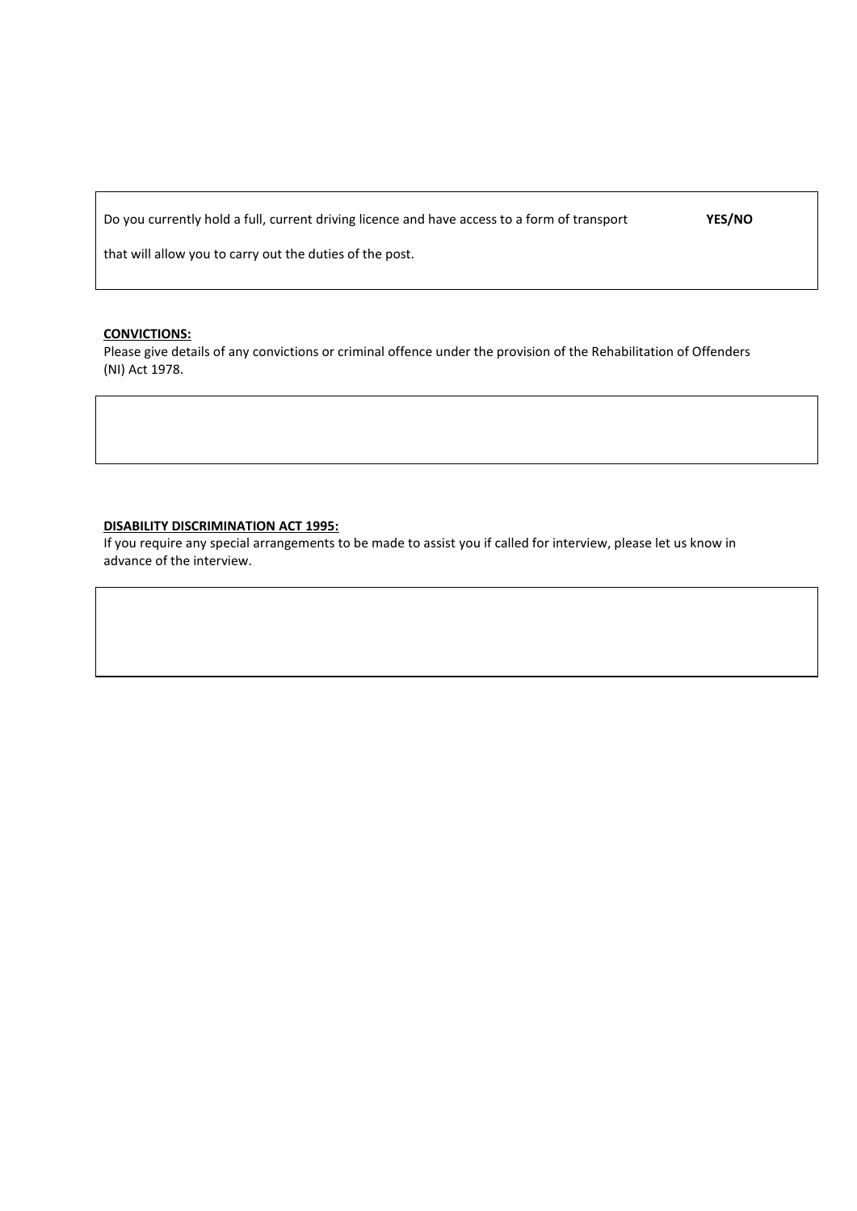Do you currently hold a full, current driving licence and have access to a form of transport **YES/NO**

that will allow you to carry out the duties of the post.

**CONVICTIONS:**

Please give details of any convictions or criminal offence under the provision of the Rehabilitation of Offenders (NI) Act 1978.

**DISABILITY DISCRIMINATION ACT 1995:**

If you require any special arrangements to be made to assist you if called for interview, please let us know in advance of the interview.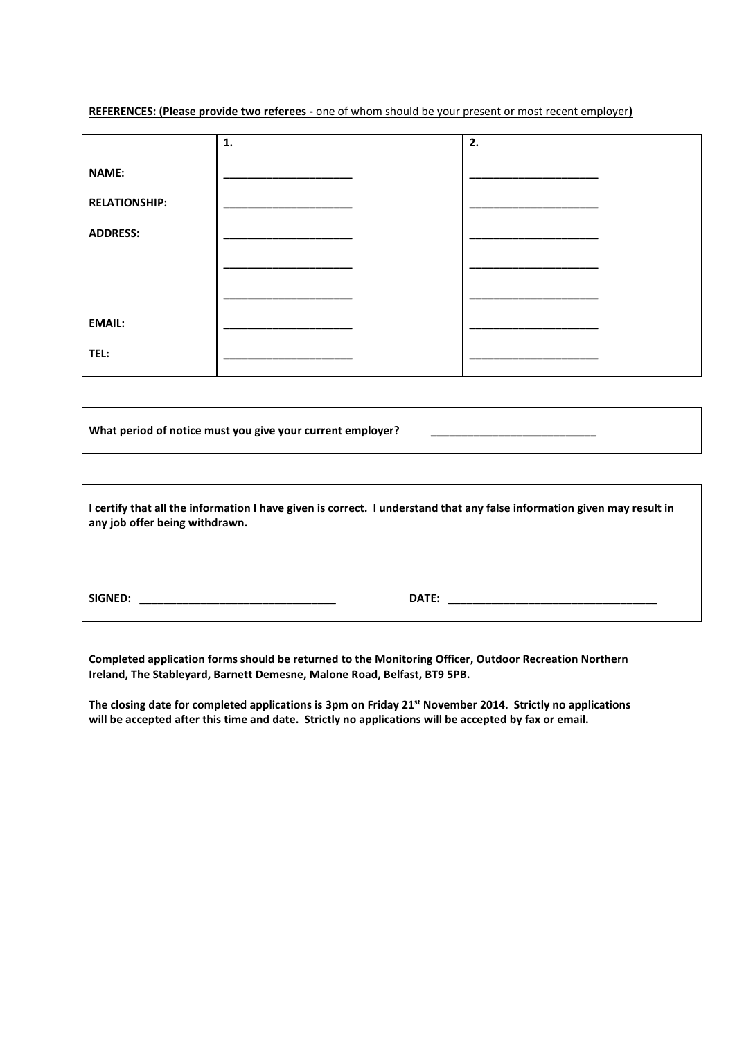**REFERENCES: (Please provide two referees -** one of whom should be your present or most recent employer**)**

| | **1.** | **2.** |
|---|---|---|
| **NAME:** | ____________________ | ____________________ |
| **RELATIONSHIP:** | ____________________ | ____________________ |
| **ADDRESS:** | ____________________ | ____________________ |
| | ____________________ | ____________________ |
| | ____________________ | ____________________ |
| **EMAIL:** | ____________________ | ____________________ |
| **TEL:** | ____________________ | ____________________ |

**What period of notice must you give your current employer?** ____________________________

**I certify that all the information I have given is correct. I understand that any false information given may result in any job offer being withdrawn.**

**SIGNED:** _________________________________ **DATE:** ___________________________________

**Completed application forms should be returned to the Monitoring Officer, Outdoor Recreation Northern Ireland, The Stableyard, Barnett Demesne, Malone Road, Belfast, BT9 5PB.**

**The closing date for completed applications is 3pm on Friday 21st November 2014. Strictly no applications will be accepted after this time and date. Strictly no applications will be accepted by fax or email.**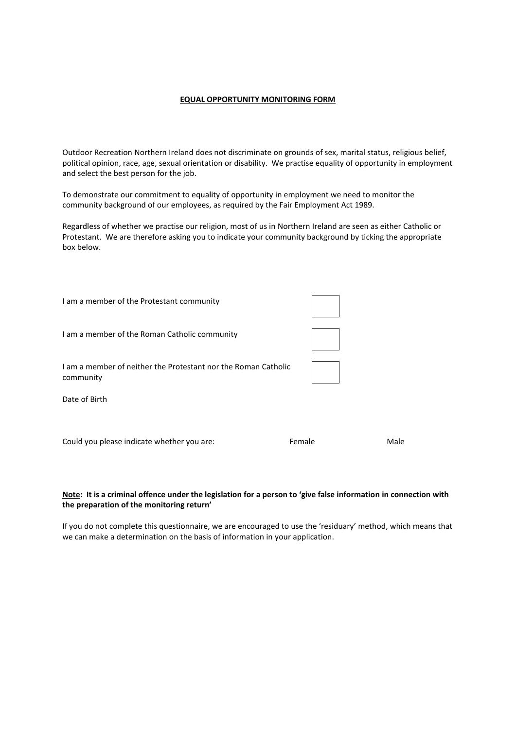**EQUAL OPPORTUNITY MONITORING FORM**

Outdoor Recreation Northern Ireland does not discriminate on grounds of sex, marital status, religious belief, political opinion, race, age, sexual orientation or disability. We practise equality of opportunity in employment and select the best person for the job.

To demonstrate our commitment to equality of opportunity in employment we need to monitor the community background of our employees, as required by the Fair Employment Act 1989.

Regardless of whether we practise our religion, most of us in Northern Ireland are seen as either Catholic or Protestant. We are therefore asking you to indicate your community background by ticking the appropriate box below.

I am a member of the Protestant community ☐

I am a member of the Roman Catholic community ☐

I am a member of neither the Protestant nor the Roman Catholic community ☐

Date of Birth

Could you please indicate whether you are: Female Male

**<u>Note</u>: It is a criminal offence under the legislation for a person to 'give false information in connection with the preparation of the monitoring return'**

If you do not complete this questionnaire, we are encouraged to use the 'residuary' method, which means that we can make a determination on the basis of information in your application.